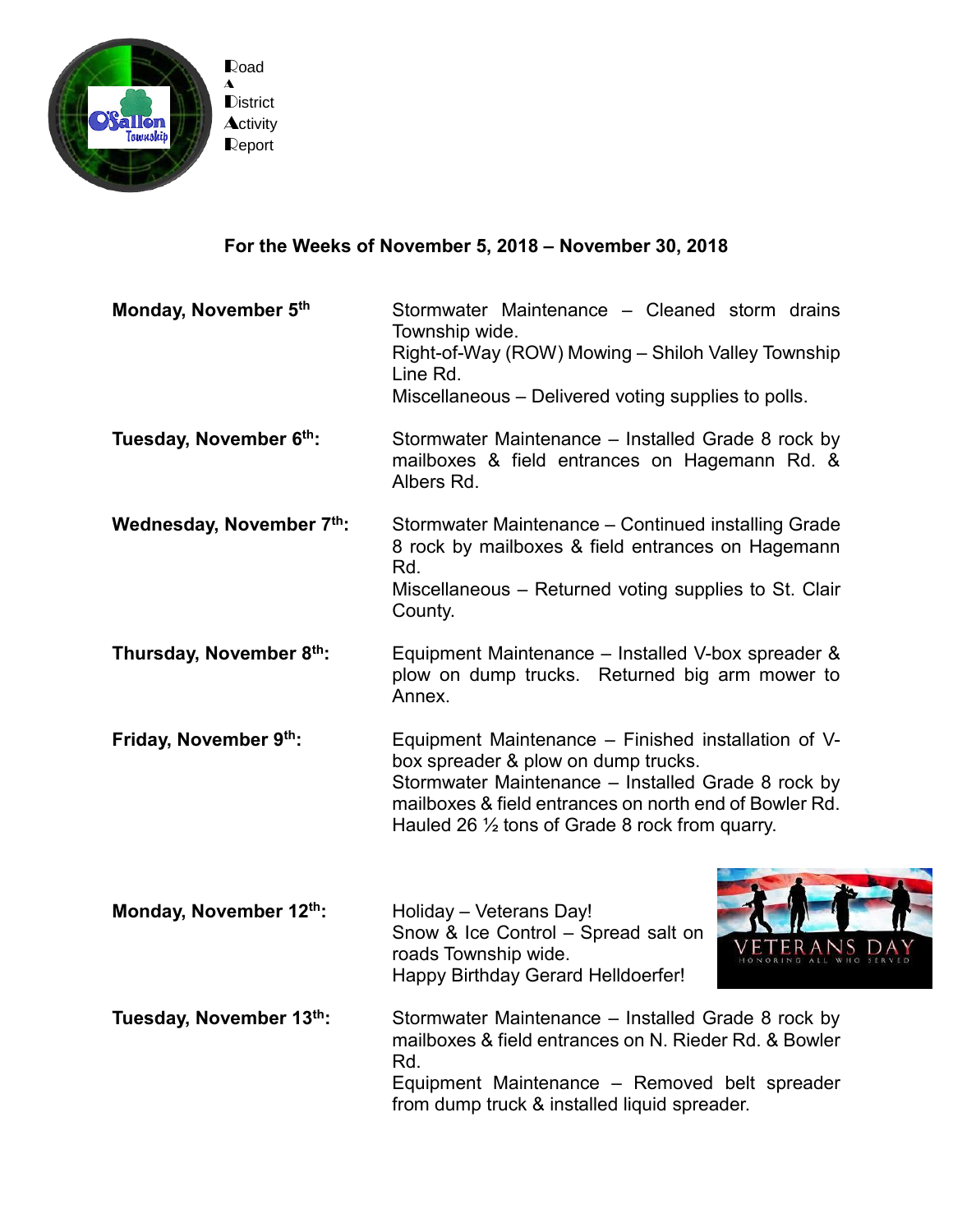Road
A
District
Activity
Report

## For the Weeks of November 5, 2018 – November 30, 2018

**Monday, November 5th**

Stormwater Maintenance – Cleaned storm drains Township wide.
Right-of-Way (ROW) Mowing – Shiloh Valley Township Line Rd.
Miscellaneous – Delivered voting supplies to polls.

**Tuesday, November 6th:**

Stormwater Maintenance – Installed Grade 8 rock by mailboxes & field entrances on Hagemann Rd. & Albers Rd.

**Wednesday, November 7th:**

Stormwater Maintenance – Continued installing Grade 8 rock by mailboxes & field entrances on Hagemann Rd.
Miscellaneous – Returned voting supplies to St. Clair County.

**Thursday, November 8th:**

Equipment Maintenance – Installed V-box spreader & plow on dump trucks. Returned big arm mower to Annex.

**Friday, November 9th:**

Equipment Maintenance – Finished installation of V-box spreader & plow on dump trucks.
Stormwater Maintenance – Installed Grade 8 rock by mailboxes & field entrances on north end of Bowler Rd. Hauled 26 ½ tons of Grade 8 rock from quarry.

**Monday, November 12th:**

Holiday – Veterans Day!
Snow & Ice Control – Spread salt on roads Township wide.
Happy Birthday Gerard Helldoerfer!

**Tuesday, November 13th:**

Stormwater Maintenance – Installed Grade 8 rock by mailboxes & field entrances on N. Rieder Rd. & Bowler Rd.
Equipment Maintenance – Removed belt spreader from dump truck & installed liquid spreader.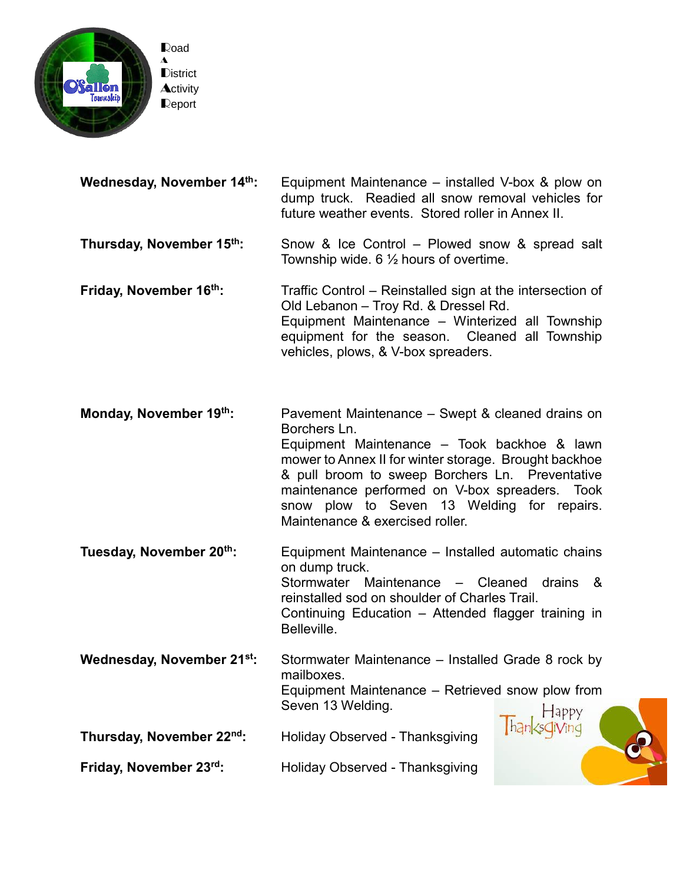Road
A
District
Activity
Report

**Wednesday, November 14th:** Equipment Maintenance – installed V-box & plow on dump truck. Readied all snow removal vehicles for future weather events. Stored roller in Annex II.

**Thursday, November 15th:** Snow & Ice Control – Plowed snow & spread salt Township wide. 6 ½ hours of overtime.

**Friday, November 16th:** Traffic Control – Reinstalled sign at the intersection of Old Lebanon – Troy Rd. & Dressel Rd.
Equipment Maintenance – Winterized all Township equipment for the season. Cleaned all Township vehicles, plows, & V-box spreaders.

**Monday, November 19th:** Pavement Maintenance – Swept & cleaned drains on Borchers Ln.
Equipment Maintenance – Took backhoe & lawn mower to Annex II for winter storage. Brought backhoe & pull broom to sweep Borchers Ln. Preventative maintenance performed on V-box spreaders. Took snow plow to Seven 13 Welding for repairs. Maintenance & exercised roller.

**Tuesday, November 20th:** Equipment Maintenance – Installed automatic chains on dump truck.
Stormwater Maintenance – Cleaned drains & reinstalled sod on shoulder of Charles Trail.
Continuing Education – Attended flagger training in Belleville.

**Wednesday, November 21st:** Stormwater Maintenance – Installed Grade 8 rock by mailboxes.
Equipment Maintenance – Retrieved snow plow from Seven 13 Welding.

**Thursday, November 22nd:** Holiday Observed - Thanksgiving

**Friday, November 23rd:** Holiday Observed - Thanksgiving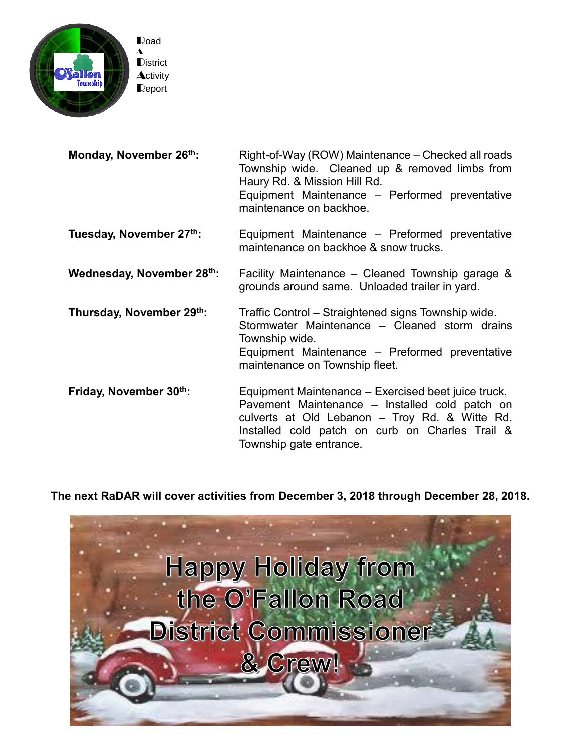Road
A
District
Activity
Report

| | |
|---|---|
| **Monday, November 26th:** | Right-of-Way (ROW) Maintenance – Checked all roads Township wide. Cleaned up & removed limbs from Haury Rd. & Mission Hill Rd. Equipment Maintenance – Performed preventative maintenance on backhoe. |
| **Tuesday, November 27th:** | Equipment Maintenance – Preformed preventative maintenance on backhoe & snow trucks. |
| **Wednesday, November 28th:** | Facility Maintenance – Cleaned Township garage & grounds around same. Unloaded trailer in yard. |
| **Thursday, November 29th:** | Traffic Control – Straightened signs Township wide. Stormwater Maintenance – Cleaned storm drains Township wide. Equipment Maintenance – Preformed preventative maintenance on Township fleet. |
| **Friday, November 30th:** | Equipment Maintenance – Exercised beet juice truck. Pavement Maintenance – Installed cold patch on culverts at Old Lebanon – Troy Rd. & Witte Rd. Installed cold patch on curb on Charles Trail & Township gate entrance. |

**The next RaDAR will cover activities from December 3, 2018 through December 28, 2018.**

Happy Holiday from the O'Fallon Road District Commissioner & Crew!